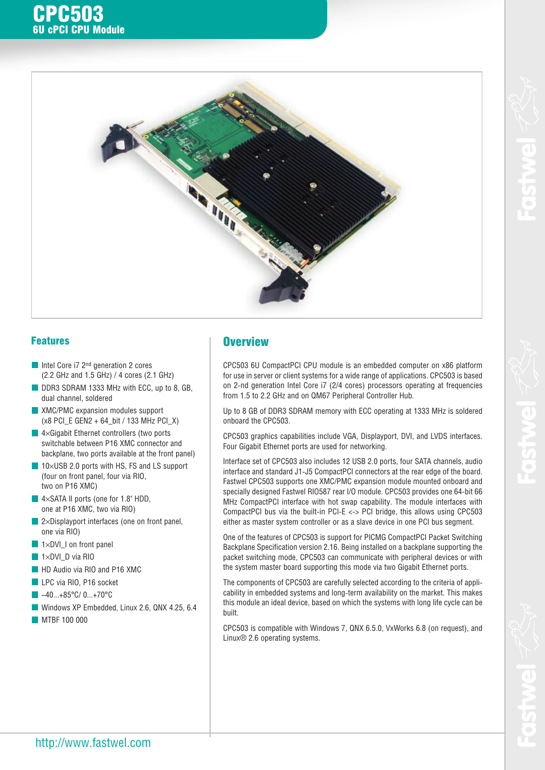# CPC503

## 6U cPCI CPU Module

## Features

- Intel Core i7 2nd generation 2 cores (2.2 GHz and 1.5 GHz) / 4 cores (2.1 GHz)
- DDR3 SDRAM 1333 MHz with ECC, up to 8, GB, dual channel, soldered
- XMC/PMC expansion modules support (x8 PCI_E GEN2 + 64_bit / 133 MHz PCI_X)
- 4×Gigabit Ethernet controllers (two ports switchable between P16 XMC connector and backplane, two ports available at the front panel)
- 10×USB 2.0 ports with HS, FS and LS support (four on front panel, four via RIO, two on P16 XMC)
- 4×SATA II ports (one for 1.8" HDD, one at P16 XMC, two via RIO)
- 2×Displayport interfaces (one on front panel, one via RIO)
- 1×DVI_I on front panel
- 1×DVI_D via RIO
- HD Audio via RIO and P16 XMC
- LPC via RIO, P16 socket
- –40...+85°C/ 0...+70°C
- Windows XP Embedded, Linux 2.6, QNX 4.25, 6.4
- MTBF 100 000

## Overview

CPC503 6U CompactPCI CPU module is an embedded computer on x86 platform for use in server or client systems for a wide range of applications. CPC503 is based on 2-nd generation Intel Core i7 (2/4 cores) processors operating at frequencies from 1.5 to 2.2 GHz and on QM67 Peripheral Controller Hub.

Up to 8 GB of DDR3 SDRAM memory with ECC operating at 1333 MHz is soldered onboard the CPC503.

CPC503 graphics capabilities include VGA, Displayport, DVI, and LVDS interfaces. Four Gigabit Ethernet ports are used for networking.

Interface set of CPC503 also includes 12 USB 2.0 ports, four SATA channels, audio interface and standard J1-J5 CompactPCI connectors at the rear edge of the board. Fastwel CPC503 supports one XMC/PMC expansion module mounted onboard and specially designed Fastwel RIO587 rear I/O module. CPC503 provides one 64-bit 66 MHz CompactPCI interface with hot swap capability. The module interfaces with CompactPCI bus via the built-in PCI-E <-> PCI bridge, this allows using CPC503 either as master system controller or as a slave device in one PCI bus segment.

One of the features of CPC503 is support for PICMG CompactPCI Packet Switching Backplane Specification version 2.16. Being installed on a backplane supporting the packet switching mode, CPC503 can communicate with peripheral devices or with the system master board supporting this mode via two Gigabit Ethernet ports.

The components of CPC503 are carefully selected according to the criteria of applicability in embedded systems and long-term availability on the market. This makes this module an ideal device, based on which the systems with long life cycle can be built.

CPC503 is compatible with Windows 7, QNX 6.5.0, VxWorks 6.8 (on request), and Linux® 2.6 operating systems.

http://www.fastwel.com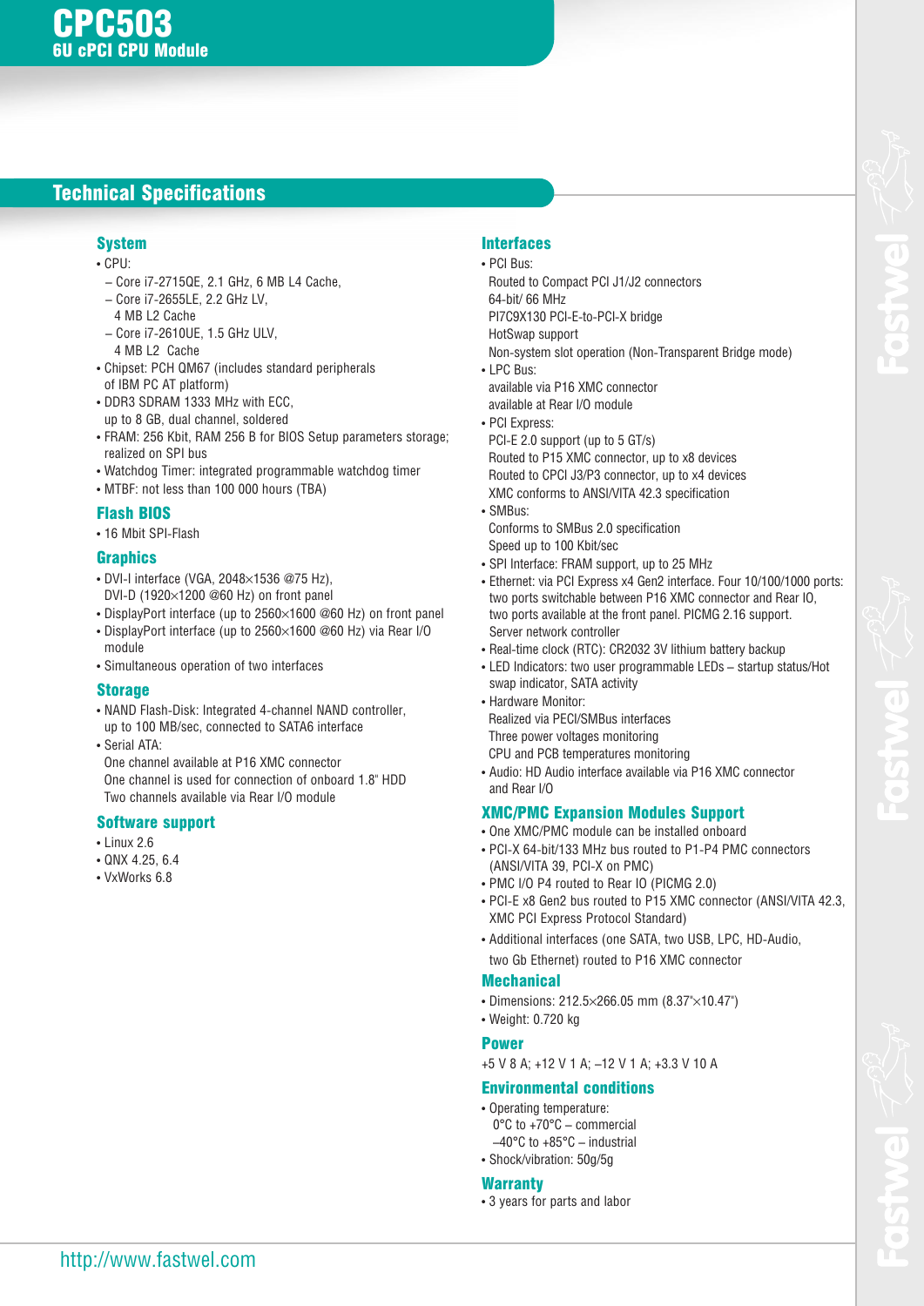# CPC503

## 6U cPCI CPU Module

## Technical Specifications

### System

- CPU:
  - Core i7-2715QE, 2.1 GHz, 6 MB L4 Cache,
  - Core i7-2655LE, 2.2 GHz LV, 4 MB L2 Cache
  - Core i7-2610UE, 1.5 GHz ULV, 4 MB L2 Cache
- Chipset: PCH QM67 (includes standard peripherals of IBM PC AT platform)
- DDR3 SDRAM 1333 MHz with ECC, up to 8 GB, dual channel, soldered
- FRAM: 256 Kbit, RAM 256 B for BIOS Setup parameters storage; realized on SPI bus
- Watchdog Timer: integrated programmable watchdog timer
- MTBF: not less than 100 000 hours (TBA)

### Flash BIOS

- 16 Mbit SPI-Flash

### Graphics

- DVI-I interface (VGA, 2048×1536 @75 Hz), DVI-D (1920×1200 @60 Hz) on front panel
- DisplayPort interface (up to 2560×1600 @60 Hz) on front panel
- DisplayPort interface (up to 2560×1600 @60 Hz) via Rear I/O module
- Simultaneous operation of two interfaces

### Storage

- NAND Flash-Disk: Integrated 4-channel NAND controller, up to 100 MB/sec, connected to SATA6 interface
- Serial ATA:
  One channel available at P16 XMC connector
  One channel is used for connection of onboard 1.8" HDD
  Two channels available via Rear I/O module

### Software support

- Linux 2.6
- QNX 4.25, 6.4
- VxWorks 6.8

### Interfaces

- PCI Bus:
  Routed to Compact PCI J1/J2 connectors
  64-bit/ 66 MHz
  PI7C9X130 PCI-E-to-PCI-X bridge
  HotSwap support
  Non-system slot operation (Non-Transparent Bridge mode)
- LPC Bus:
  available via P16 XMC connector
  available at Rear I/O module
- PCI Express:
  PCI-E 2.0 support (up to 5 GT/s)
  Routed to P15 XMC connector, up to x8 devices
  Routed to CPCI J3/P3 connector, up to x4 devices
  XMC conforms to ANSI/VITA 42.3 specification
- SMBus:
  Conforms to SMBus 2.0 specification
  Speed up to 100 Kbit/sec
- SPI Interface: FRAM support, up to 25 MHz
- Ethernet: via PCI Express x4 Gen2 interface. Four 10/100/1000 ports: two ports switchable between P16 XMC connector and Rear IO, two ports available at the front panel. PICMG 2.16 support. Server network controller
- Real-time clock (RTC): CR2032 3V lithium battery backup
- LED Indicators: two user programmable LEDs – startup status/Hot swap indicator, SATA activity
- Hardware Monitor:
  Realized via PECI/SMBus interfaces
  Three power voltages monitoring
  CPU and PCB temperatures monitoring
- Audio: HD Audio interface available via P16 XMC connector and Rear I/O

### XMC/PMC Expansion Modules Support

- One XMC/PMC module can be installed onboard
- PCI-X 64-bit/133 MHz bus routed to P1-P4 PMC connectors (ANSI/VITA 39, PCI-X on PMC)
- PMC I/O P4 routed to Rear IO (PICMG 2.0)
- PCI-E x8 Gen2 bus routed to P15 XMC connector (ANSI/VITA 42.3, XMC PCI Express Protocol Standard)
- Additional interfaces (one SATA, two USB, LPC, HD-Audio, two Gb Ethernet) routed to P16 XMC connector

### Mechanical

- Dimensions: 212.5×266.05 mm (8.37"×10.47")
- Weight: 0.720 kg

### Power

+5 V 8 A; +12 V 1 A; –12 V 1 A; +3.3 V 10 A

### Environmental conditions

- Operating temperature:
  0°C to +70°C – commercial
  –40°C to +85°C – industrial
- Shock/vibration: 50g/5g

### Warranty

- 3 years for parts and labor

http://www.fastwel.com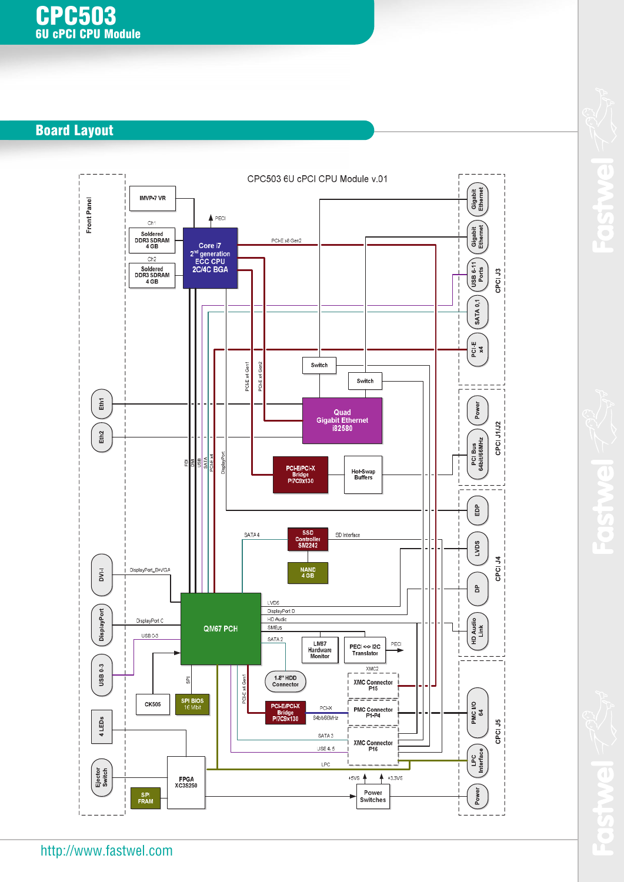# CPC503

## 6U cPCI CPU Module

## Board Layout

CPC503 6U cPCI CPU Module v.01

**Front Panel**

- Eth1
- Eth2
- DVI-I
- DisplayPort
- USB 0-3
- 4 LEDs
- Ejector Switch

**Board components**

- IMVP-7 VR
- Ch1: Soldered DDR3 SDRAM 4 GB
- Ch2: Soldered DDR3 SDRAM 4 GB
- Core i7 2nd generation ECC CPU 2C/4C BGA
- PECI
- PCI-E x8 Gen2
- PCI-E x4 Gen1
- PCI-E x4 Gen2
- FDI
- DMI
- USB
- SATA
- PCI-E x4
- DisplayPort
- Switch
- Switch
- Quad Gigabit Ethernet i82580
- PCI-E/PCI-X Bridge PI7C9x130
- Hot-Swap Buffers
- SATA 4
- SSD Controller SM2242
- SD Interface
- NAND 4 GB
- DisplayPort_B+VGA
- DisplayPort C
- USB 0-3
- QM67 PCH
- LVDS
- DisplayPort D
- HD Audio
- SMBus
- SATA 2
- LM87 Hardware Monitor
- PECI <-> I2C Translator
- PECI
- XMC2
- 1.8" HDD Connector
- CK505
- SPI
- SPI BIOS 16 Mbit
- PCI-E x4 Gen1
- PCI-E/PCI-X Bridge PI7C9x130
- PCI-X 64bit/66MHz
- XMC Connector P15
- PMC Connector P1-P4
- SATA 3
- USB 4, 5
- XMC Connector P16
- LPC
- FPGA XC3S250
- SPI FRAM
- +5VS
- +3.3VS
- Power Switches

**CPCI J3**

- Gigabit Ethernet
- Gigabit Ethernet
- USB 6-11 Ports
- SATA 0,1
- PCI-E x4

**CPCI J1/J2**

- Power
- PCI Bus 64bit/66MHz

**CPCI J4**

- EDP
- LVDS
- DP
- HD Audio Link

**CPCI J5**

- PMC I/O 64
- LPC Interface
- Power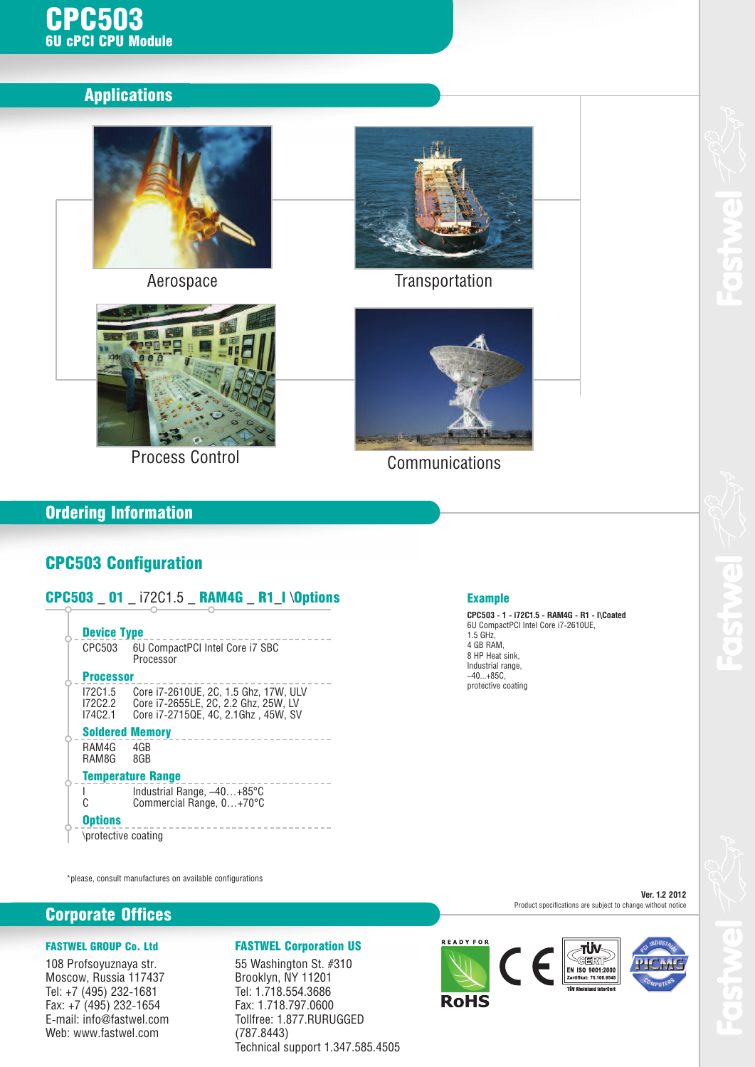# CPC503

## 6U cPCI CPU Module

## Applications

Aerospace

Transportation

Process Control

Communications

## Ordering Information

### CPC503 Configuration

**CPC503 _ 01 _ i72C1.5 _ RAM4G _ R1_I \Options**

**Device Type**

| | |
|---|---|
| CPC503 | 6U CompactPCI Intel Core i7 SBC Processor |

**Processor**

| | |
|---|---|
| I72C1.5 | Core i7-2610UE, 2C, 1.5 Ghz, 17W, ULV |
| I72C2.2 | Core i7-2655LE, 2C, 2.2 Ghz, 25W, LV |
| I74C2.1 | Core i7-2715QE, 4C, 2.1Ghz , 45W, SV |

**Soldered Memory**

| | |
|---|---|
| RAM4G | 4GB |
| RAM8G | 8GB |

**Temperature Range**

| | |
|---|---|
| I | Industrial Range, –40…+85°C |
| C | Commercial Range, 0…+70°C |

**Options**

\protective coating

*please, consult manufactures on available configurations

### Example

**CPC503 - 1 - i72C1.5 - RAM4G - R1 - I\Coated**
6U CompactPCI Intel Core i7-2610UE,
1.5 GHz,
4 GB RAM,
8 HP Heat sink,
Industrial range,
–40...+85C,
protective coating

**Ver. 1.2 2012**
Product specifications are subject to change without notice

## Corporate Offices

**FASTWEL GROUP Co. Ltd**
108 Profsoyuznaya str.
Moscow, Russia 117437
Tel: +7 (495) 232-1681
Fax: +7 (495) 232-1654
E-mail: info@fastwel.com
Web: www.fastwel.com

**FASTWEL Corporation US**
55 Washington St. #310
Brooklyn, NY 11201
Tel: 1.718.554.3686
Fax: 1.718.797.0600
Tollfree: 1.877.RURUGGED
(787.8443)
Technical support 1.347.585.4505

READY FOR RoHS

TÜV CERT EN ISO 9001:2000 Zertifikat: 75.100.9546 TÜV Rheinland InterCert

PCI INDUSTRIAL COMPUTERS PICMG